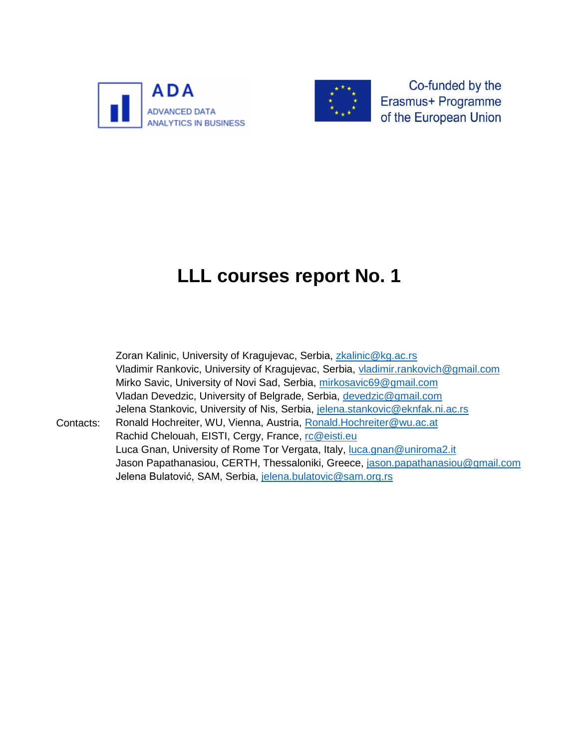ADA

ADVANCED DATA ANALYTICS IN BUSINESS

Co-funded by the Erasmus+ Programme of the European Union

# LLL courses report No. 1

Contacts:

Zoran Kalinic, University of Kragujevac, Serbia, zkalinic@kg.ac.rs
Vladimir Rankovic, University of Kragujevac, Serbia, vladimir.rankovich@gmail.com
Mirko Savic, University of Novi Sad, Serbia, mirkosavic69@gmail.com
Vladan Devedzic, University of Belgrade, Serbia, devedzic@gmail.com
Jelena Stankovic, University of Nis, Serbia, jelena.stankovic@eknfak.ni.ac.rs
Ronald Hochreiter, WU, Vienna, Austria, Ronald.Hochreiter@wu.ac.at
Rachid Chelouah, EISTI, Cergy, France, rc@eisti.eu
Luca Gnan, University of Rome Tor Vergata, Italy, luca.gnan@uniroma2.it
Jason Papathanasiou, CERTH, Thessaloniki, Greece, jason.papathanasiou@gmail.com
Jelena Bulatović, SAM, Serbia, jelena.bulatovic@sam.org.rs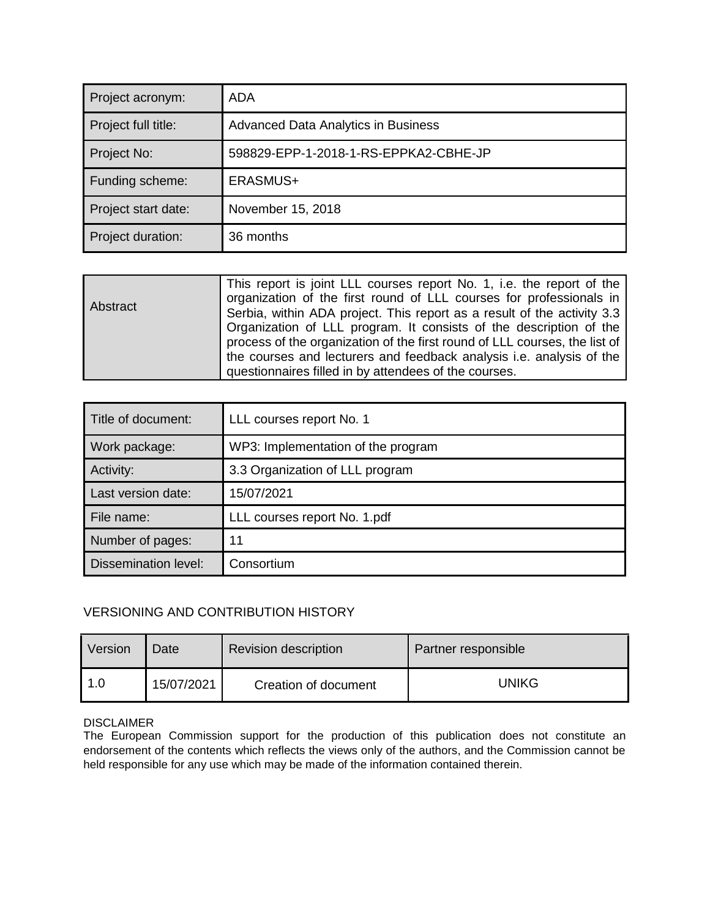| Project acronym: | ADA |
| --- | --- |
| Project full title: | Advanced Data Analytics in Business |
| Project No: | 598829-EPP-1-2018-1-RS-EPPKA2-CBHE-JP |
| Funding scheme: | ERASMUS+ |
| Project start date: | November 15, 2018 |
| Project duration: | 36 months |

| Abstract | This report is joint LLL courses report No. 1, i.e. the report of the organization of the first round of LLL courses for professionals in Serbia, within ADA project. This report as a result of the activity 3.3 Organization of LLL program. It consists of the description of the process of the organization of the first round of LLL courses, the list of the courses and lecturers and feedback analysis i.e. analysis of the questionnaires filled in by attendees of the courses. |
| --- | --- |

| Title of document: | LLL courses report No. 1 |
| --- | --- |
| Work package: | WP3: Implementation of the program |
| Activity: | 3.3 Organization of LLL program |
| Last version date: | 15/07/2021 |
| File name: | LLL courses report No. 1.pdf |
| Number of pages: | 11 |
| Dissemination level: | Consortium |

VERSIONING AND CONTRIBUTION HISTORY

| Version | Date | Revision description | Partner responsible |
| --- | --- | --- | --- |
| 1.0 | 15/07/2021 | Creation of document | UNIKG |

DISCLAIMER

The European Commission support for the production of this publication does not constitute an endorsement of the contents which reflects the views only of the authors, and the Commission cannot be held responsible for any use which may be made of the information contained therein.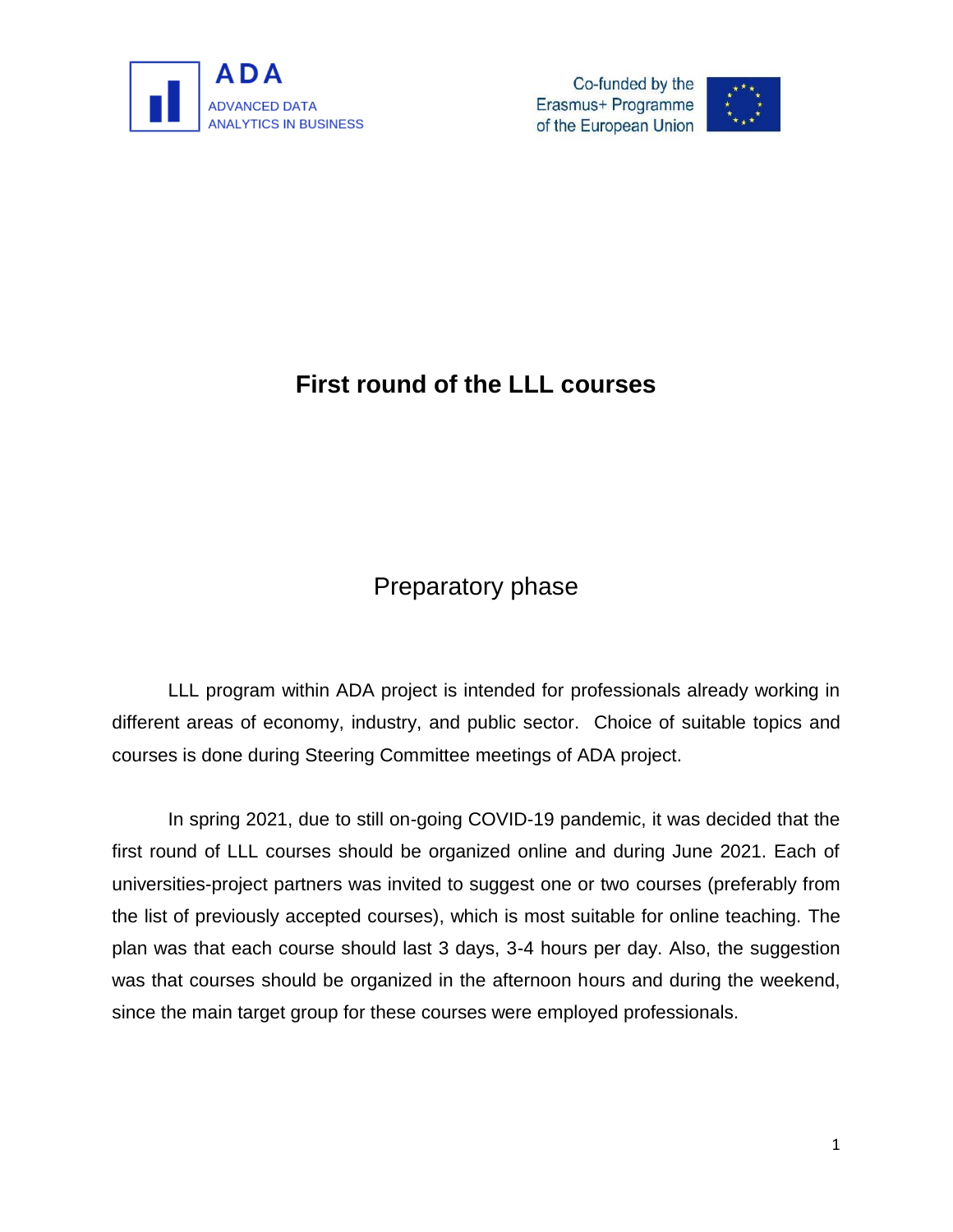# First round of the LLL courses

## Preparatory phase

LLL program within ADA project is intended for professionals already working in different areas of economy, industry, and public sector. Choice of suitable topics and courses is done during Steering Committee meetings of ADA project.

In spring 2021, due to still on-going COVID-19 pandemic, it was decided that the first round of LLL courses should be organized online and during June 2021. Each of universities-project partners was invited to suggest one or two courses (preferably from the list of previously accepted courses), which is most suitable for online teaching. The plan was that each course should last 3 days, 3-4 hours per day. Also, the suggestion was that courses should be organized in the afternoon hours and during the weekend, since the main target group for these courses were employed professionals.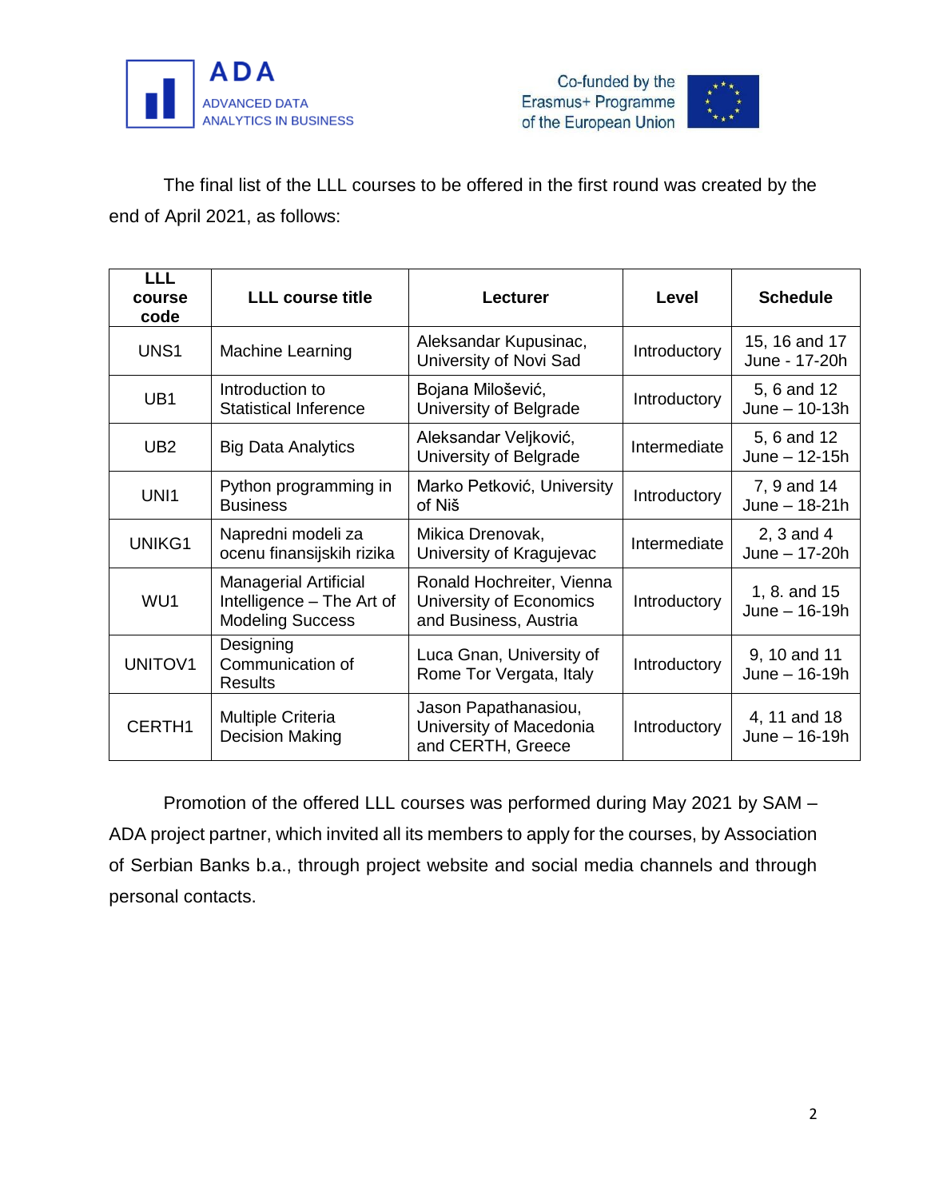The final list of the LLL courses to be offered in the first round was created by the end of April 2021, as follows:

| LLL course code | LLL course title | Lecturer | Level | Schedule |
|---|---|---|---|---|
| UNS1 | Machine Learning | Aleksandar Kupusinac, University of Novi Sad | Introductory | 15, 16 and 17 June - 17-20h |
| UB1 | Introduction to Statistical Inference | Bojana Milošević, University of Belgrade | Introductory | 5, 6 and 12 June – 10-13h |
| UB2 | Big Data Analytics | Aleksandar Veljković, University of Belgrade | Intermediate | 5, 6 and 12 June – 12-15h |
| UNI1 | Python programming in Business | Marko Petković, University of Niš | Introductory | 7, 9 and 14 June – 18-21h |
| UNIKG1 | Napredni modeli za ocenu finansijskih rizika | Mikica Drenovak, University of Kragujevac | Intermediate | 2, 3 and 4 June – 17-20h |
| WU1 | Managerial Artificial Intelligence – The Art of Modeling Success | Ronald Hochreiter, Vienna University of Economics and Business, Austria | Introductory | 1, 8. and 15 June – 16-19h |
| UNITOV1 | Designing Communication of Results | Luca Gnan, University of Rome Tor Vergata, Italy | Introductory | 9, 10 and 11 June – 16-19h |
| CERTH1 | Multiple Criteria Decision Making | Jason Papathanasiou, University of Macedonia and CERTH, Greece | Introductory | 4, 11 and 18 June – 16-19h |

Promotion of the offered LLL courses was performed during May 2021 by SAM – ADA project partner, which invited all its members to apply for the courses, by Association of Serbian Banks b.a., through project website and social media channels and through personal contacts.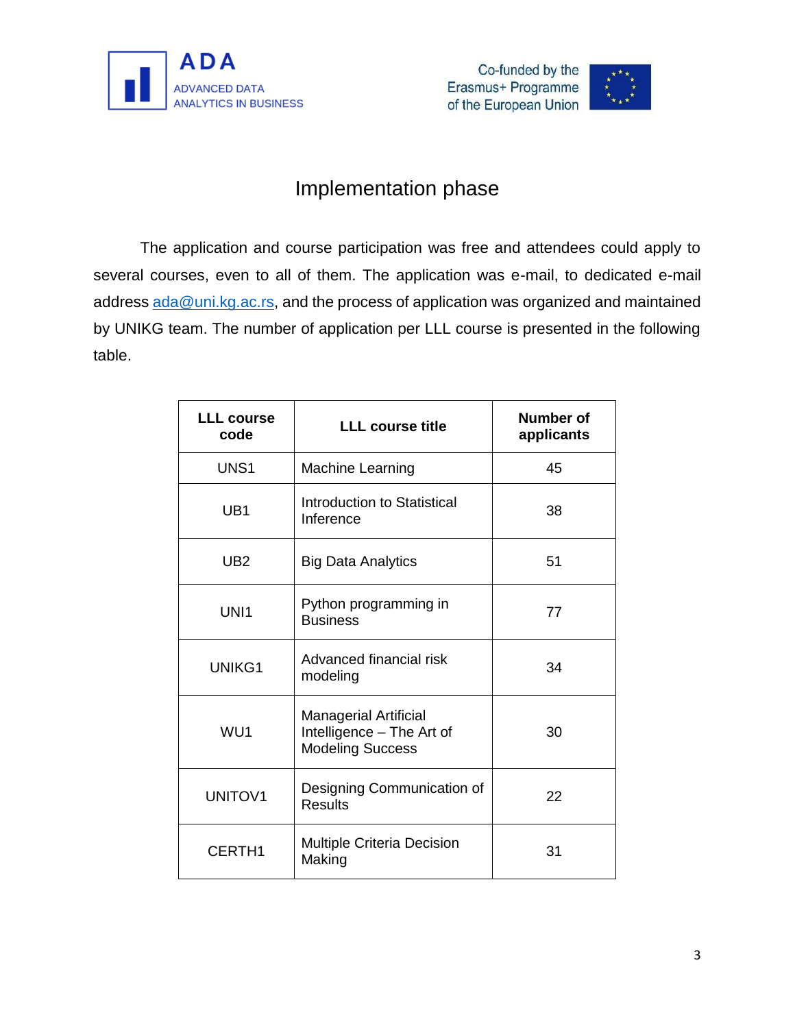# Implementation phase

The application and course participation was free and attendees could apply to several courses, even to all of them. The application was e-mail, to dedicated e-mail address ada@uni.kg.ac.rs, and the process of application was organized and maintained by UNIKG team. The number of application per LLL course is presented in the following table.

| LLL course code | LLL course title | Number of applicants |
|---|---|---|
| UNS1 | Machine Learning | 45 |
| UB1 | Introduction to Statistical Inference | 38 |
| UB2 | Big Data Analytics | 51 |
| UNI1 | Python programming in Business | 77 |
| UNIKG1 | Advanced financial risk modeling | 34 |
| WU1 | Managerial Artificial Intelligence – The Art of Modeling Success | 30 |
| UNITOV1 | Designing Communication of Results | 22 |
| CERTH1 | Multiple Criteria Decision Making | 31 |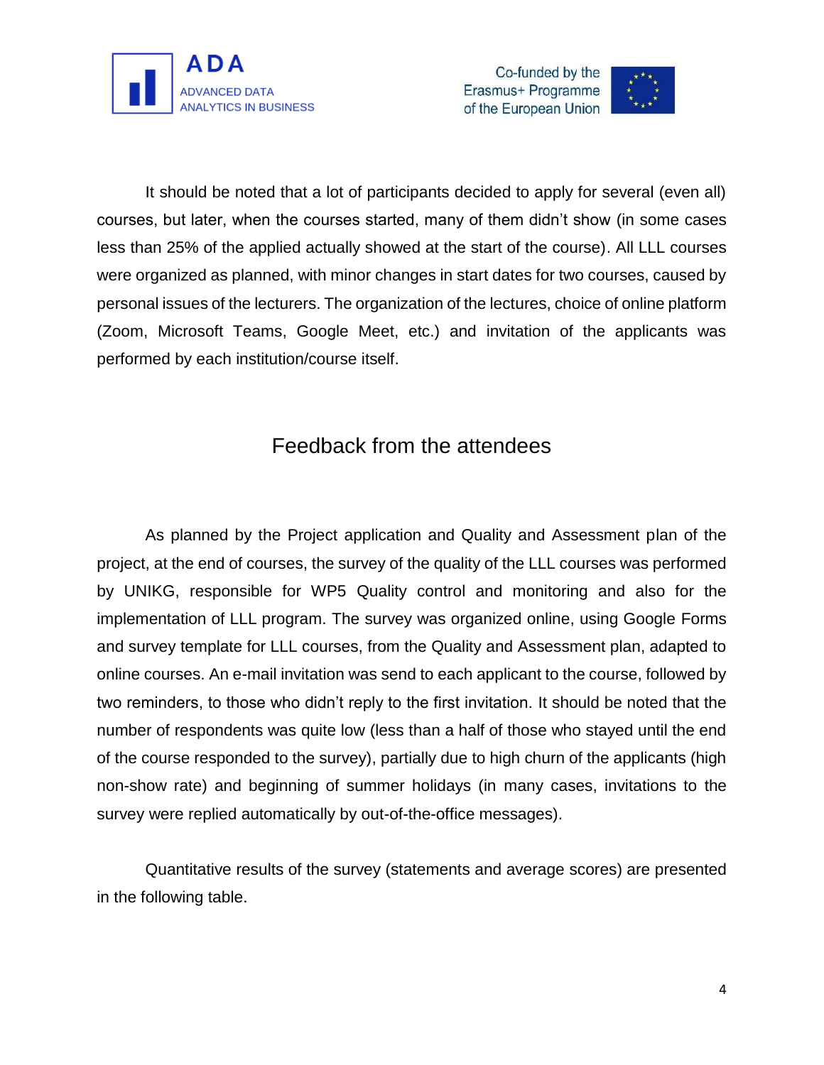It should be noted that a lot of participants decided to apply for several (even all) courses, but later, when the courses started, many of them didn't show (in some cases less than 25% of the applied actually showed at the start of the course). All LLL courses were organized as planned, with minor changes in start dates for two courses, caused by personal issues of the lecturers. The organization of the lectures, choice of online platform (Zoom, Microsoft Teams, Google Meet, etc.) and invitation of the applicants was performed by each institution/course itself.

## Feedback from the attendees

As planned by the Project application and Quality and Assessment plan of the project, at the end of courses, the survey of the quality of the LLL courses was performed by UNIKG, responsible for WP5 Quality control and monitoring and also for the implementation of LLL program. The survey was organized online, using Google Forms and survey template for LLL courses, from the Quality and Assessment plan, adapted to online courses. An e-mail invitation was send to each applicant to the course, followed by two reminders, to those who didn't reply to the first invitation. It should be noted that the number of respondents was quite low (less than a half of those who stayed until the end of the course responded to the survey), partially due to high churn of the applicants (high non-show rate) and beginning of summer holidays (in many cases, invitations to the survey were replied automatically by out-of-the-office messages).

Quantitative results of the survey (statements and average scores) are presented in the following table.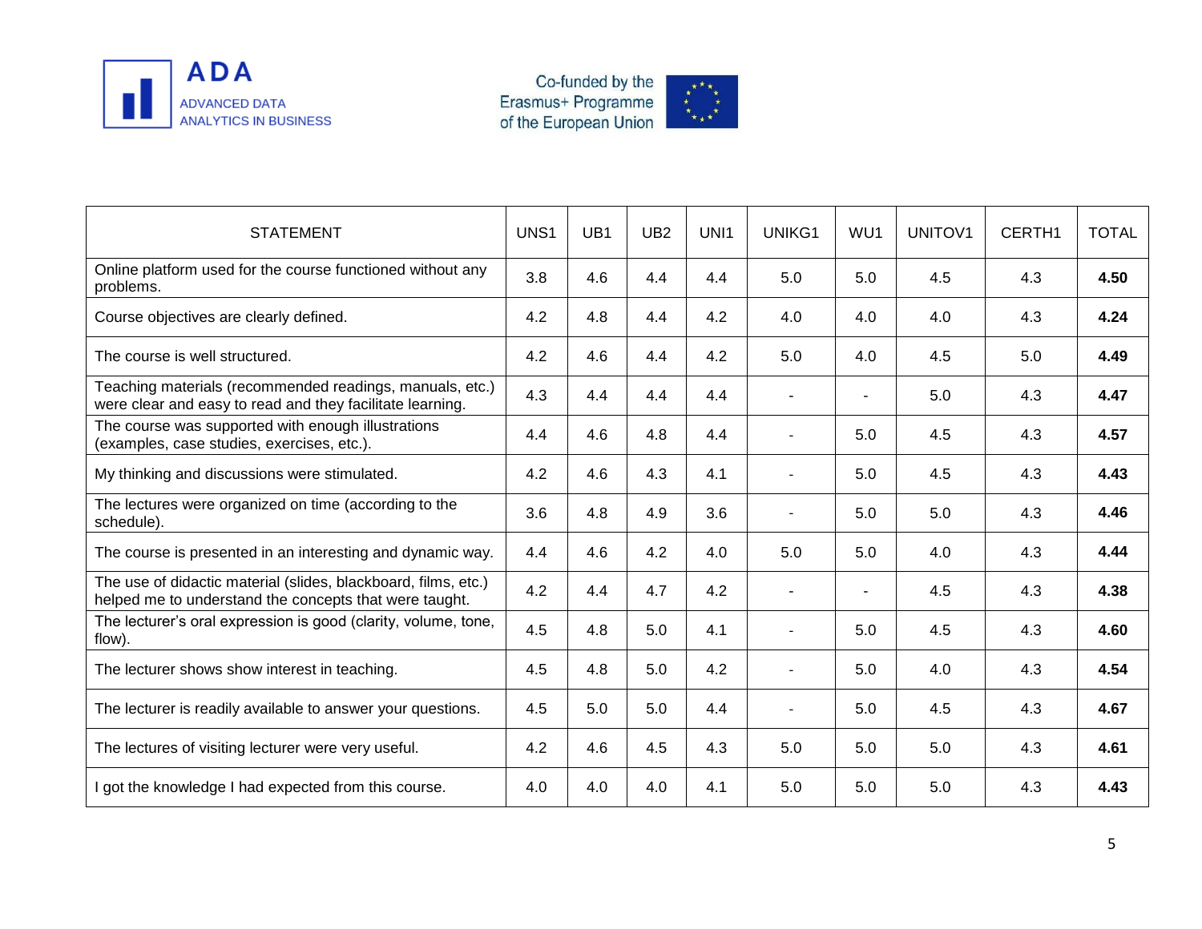| STATEMENT | UNS1 | UB1 | UB2 | UNI1 | UNIKG1 | WU1 | UNITOV1 | CERTH1 | TOTAL |
|---|---|---|---|---|---|---|---|---|---|
| Online platform used for the course functioned without any problems. | 3.8 | 4.6 | 4.4 | 4.4 | 5.0 | 5.0 | 4.5 | 4.3 | **4.50** |
| Course objectives are clearly defined. | 4.2 | 4.8 | 4.4 | 4.2 | 4.0 | 4.0 | 4.0 | 4.3 | **4.24** |
| The course is well structured. | 4.2 | 4.6 | 4.4 | 4.2 | 5.0 | 4.0 | 4.5 | 5.0 | **4.49** |
| Teaching materials (recommended readings, manuals, etc.) were clear and easy to read and they facilitate learning. | 4.3 | 4.4 | 4.4 | 4.4 | - | - | 5.0 | 4.3 | **4.47** |
| The course was supported with enough illustrations (examples, case studies, exercises, etc.). | 4.4 | 4.6 | 4.8 | 4.4 | - | 5.0 | 4.5 | 4.3 | **4.57** |
| My thinking and discussions were stimulated. | 4.2 | 4.6 | 4.3 | 4.1 | - | 5.0 | 4.5 | 4.3 | **4.43** |
| The lectures were organized on time (according to the schedule). | 3.6 | 4.8 | 4.9 | 3.6 | - | 5.0 | 5.0 | 4.3 | **4.46** |
| The course is presented in an interesting and dynamic way. | 4.4 | 4.6 | 4.2 | 4.0 | 5.0 | 5.0 | 4.0 | 4.3 | **4.44** |
| The use of didactic material (slides, blackboard, films, etc.) helped me to understand the concepts that were taught. | 4.2 | 4.4 | 4.7 | 4.2 | - | - | 4.5 | 4.3 | **4.38** |
| The lecturer's oral expression is good (clarity, volume, tone, flow). | 4.5 | 4.8 | 5.0 | 4.1 | - | 5.0 | 4.5 | 4.3 | **4.60** |
| The lecturer shows show interest in teaching. | 4.5 | 4.8 | 5.0 | 4.2 | - | 5.0 | 4.0 | 4.3 | **4.54** |
| The lecturer is readily available to answer your questions. | 4.5 | 5.0 | 5.0 | 4.4 | - | 5.0 | 4.5 | 4.3 | **4.67** |
| The lectures of visiting lecturer were very useful. | 4.2 | 4.6 | 4.5 | 4.3 | 5.0 | 5.0 | 5.0 | 4.3 | **4.61** |
| I got the knowledge I had expected from this course. | 4.0 | 4.0 | 4.0 | 4.1 | 5.0 | 5.0 | 5.0 | 4.3 | **4.43** |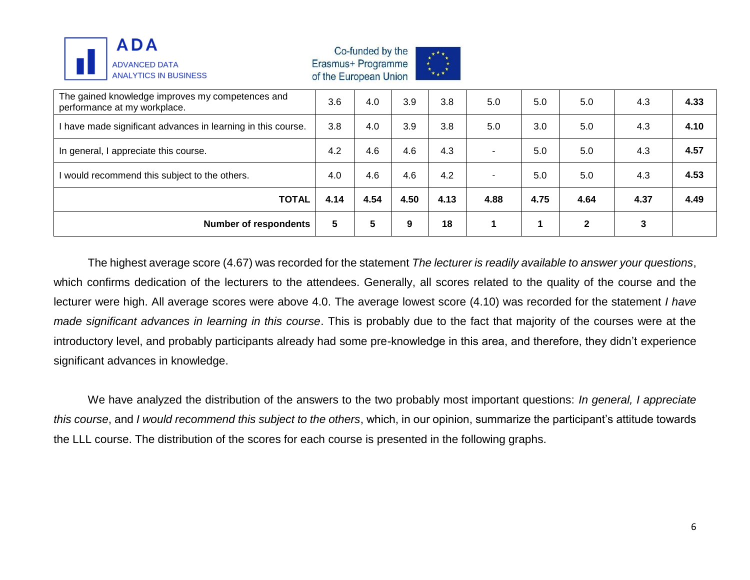| | | | | | | | | | |
|---|---|---|---|---|---|---|---|---|---|
| The gained knowledge improves my competences and performance at my workplace. | 3.6 | 4.0 | 3.9 | 3.8 | 5.0 | 5.0 | 5.0 | 4.3 | **4.33** |
| I have made significant advances in learning in this course. | 3.8 | 4.0 | 3.9 | 3.8 | 5.0 | 3.0 | 5.0 | 4.3 | **4.10** |
| In general, I appreciate this course. | 4.2 | 4.6 | 4.6 | 4.3 | - | 5.0 | 5.0 | 4.3 | **4.57** |
| I would recommend this subject to the others. | 4.0 | 4.6 | 4.6 | 4.2 | - | 5.0 | 5.0 | 4.3 | **4.53** |
| **TOTAL** | **4.14** | **4.54** | **4.50** | **4.13** | **4.88** | **4.75** | **4.64** | **4.37** | **4.49** |
| **Number of respondents** | **5** | **5** | **9** | **18** | **1** | **1** | **2** | **3** | |

The highest average score (4.67) was recorded for the statement *The lecturer is readily available to answer your questions*, which confirms dedication of the lecturers to the attendees. Generally, all scores related to the quality of the course and the lecturer were high. All average scores were above 4.0. The average lowest score (4.10) was recorded for the statement *I have made significant advances in learning in this course*. This is probably due to the fact that majority of the courses were at the introductory level, and probably participants already had some pre-knowledge in this area, and therefore, they didn't experience significant advances in knowledge.

We have analyzed the distribution of the answers to the two probably most important questions: *In general, I appreciate this course*, and *I would recommend this subject to the others*, which, in our opinion, summarize the participant's attitude towards the LLL course. The distribution of the scores for each course is presented in the following graphs.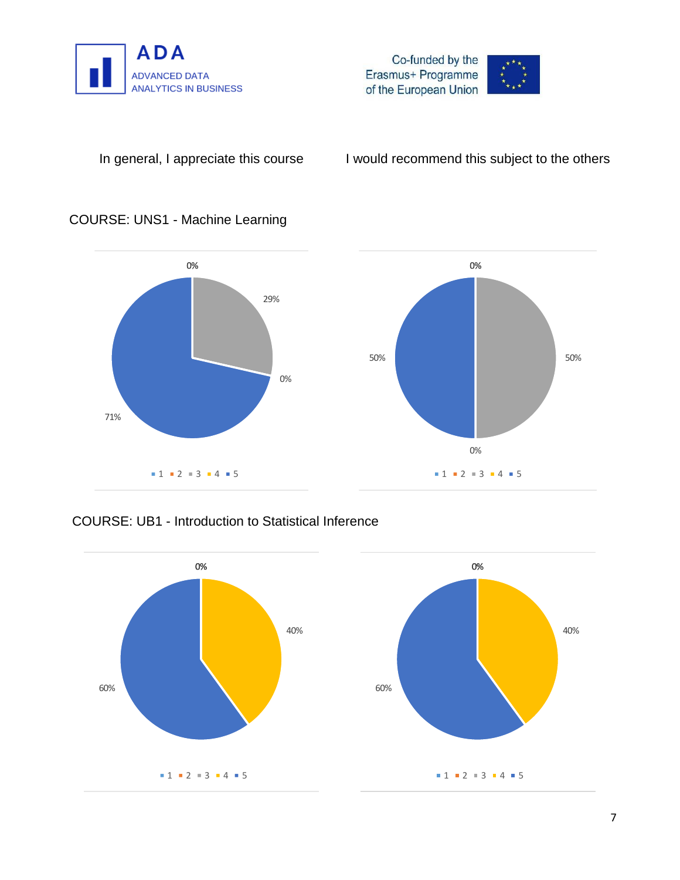In general, I appreciate this course

I would recommend this subject to the others

COURSE: UNS1 - Machine Learning

0%

29%

0%

71%

▪ 1 ▪ 2 ▪ 3 ▪ 4 ▪ 5

0%

50%

50%

0%

▪ 1 ▪ 2 ▪ 3 ▪ 4 ▪ 5

COURSE: UB1 - Introduction to Statistical Inference

0%

40%

60%

▪ 1 ▪ 2 ▪ 3 ▪ 4 ▪ 5

0%

40%

60%

▪ 1 ▪ 2 ▪ 3 ▪ 4 ▪ 5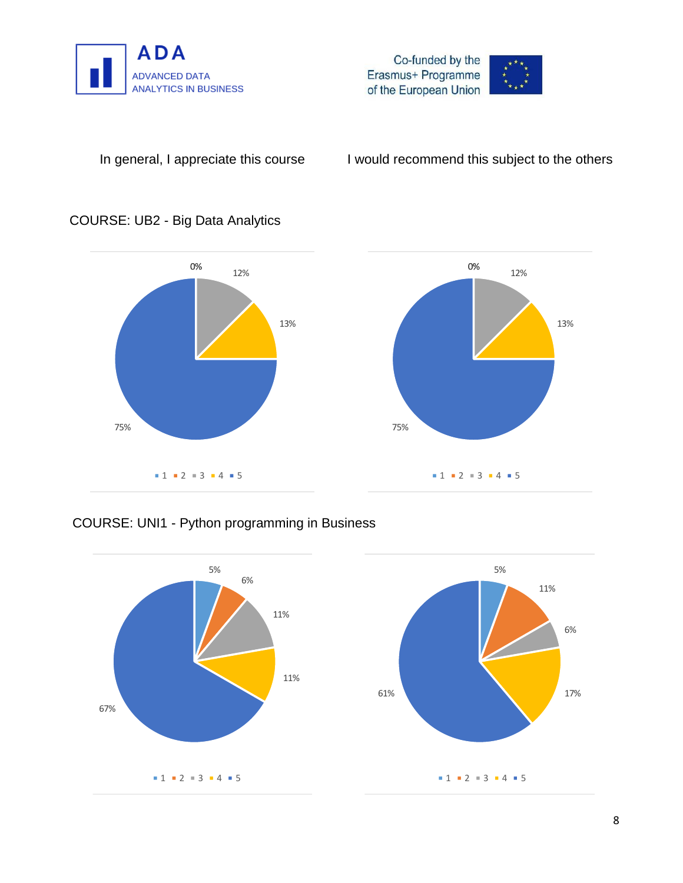In general, I appreciate this course

I would recommend this subject to the others

COURSE: UB2 - Big Data Analytics

0% 12% 13% 75%

■ 1 ■ 2 ■ 3 ■ 4 ■ 5

0% 12% 13% 75%

■ 1 ■ 2 ■ 3 ■ 4 ■ 5

COURSE: UNI1 - Python programming in Business

5% 6% 11% 11% 67%

■ 1 ■ 2 ■ 3 ■ 4 ■ 5

5% 11% 6% 17% 61%

■ 1 ■ 2 ■ 3 ■ 4 ■ 5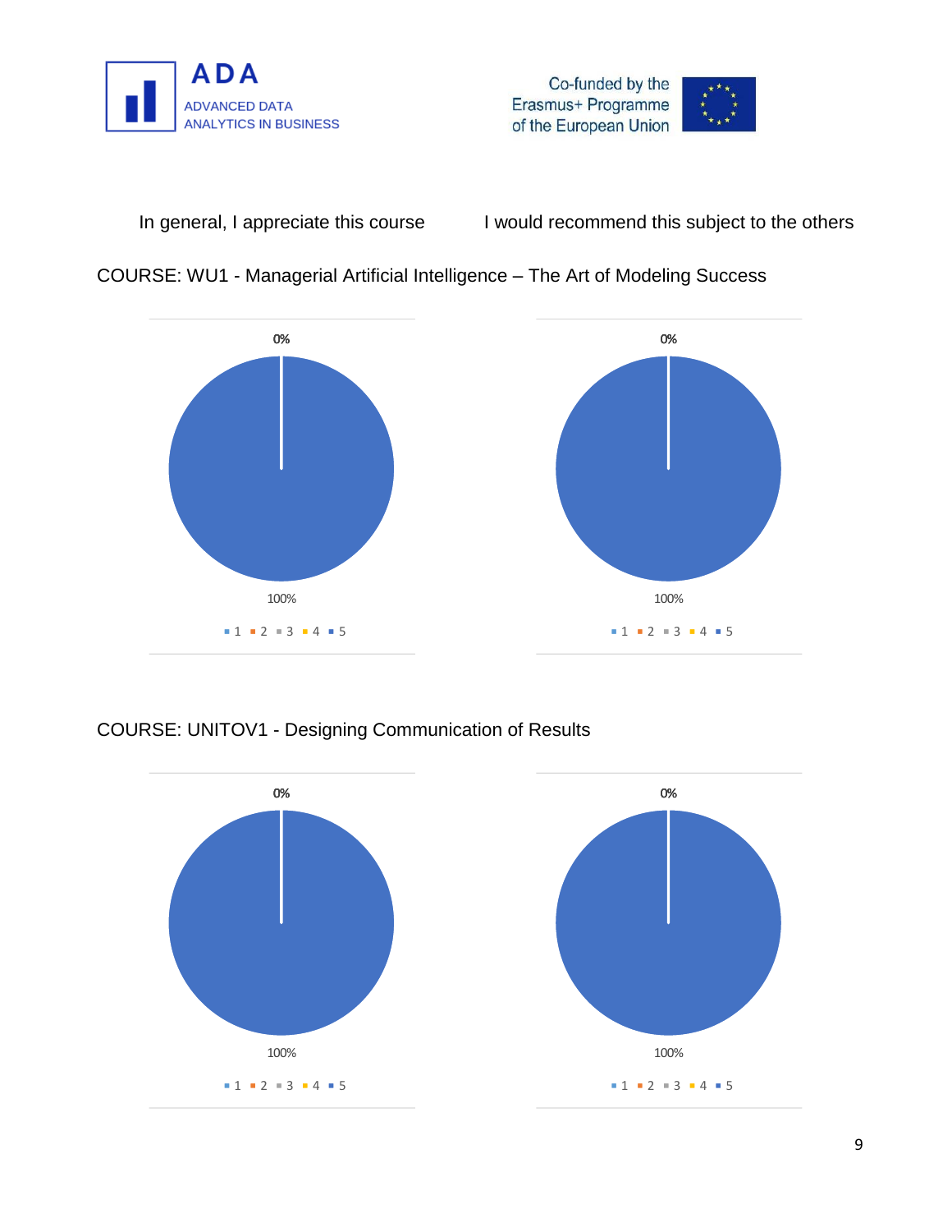In general, I appreciate this course | I would recommend this subject to the others

COURSE: WU1 - Managerial Artificial Intelligence – The Art of Modeling Success

0%

100%

1 2 3 4 5

0%

100%

1 2 3 4 5

COURSE: UNITOV1 - Designing Communication of Results

0%

100%

1 2 3 4 5

0%

100%

1 2 3 4 5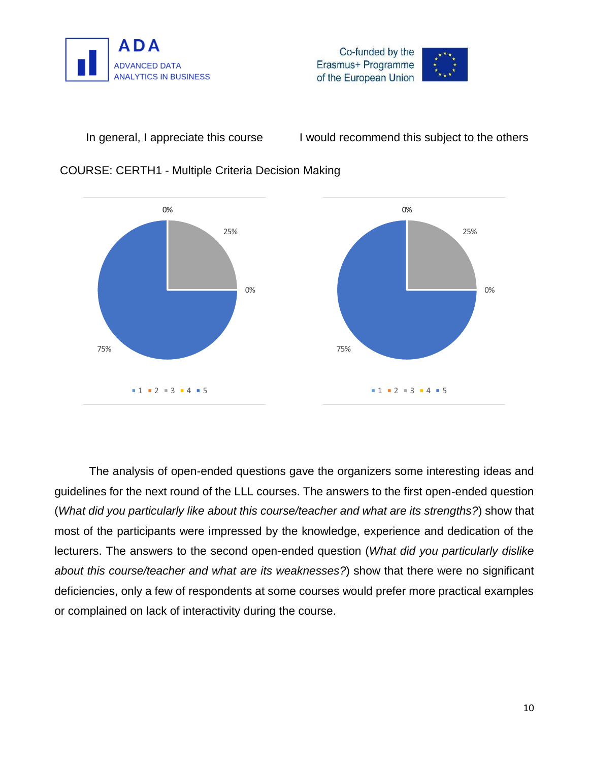In general, I appreciate this course

I would recommend this subject to the others

COURSE: CERTH1 - Multiple Criteria Decision Making

0%

25%

0%

75%

■ 1 ■ 2 ■ 3 ■ 4 ■ 5

0%

25%

0%

75%

■ 1 ■ 2 ■ 3 ■ 4 ■ 5

The analysis of open-ended questions gave the organizers some interesting ideas and guidelines for the next round of the LLL courses. The answers to the first open-ended question (*What did you particularly like about this course/teacher and what are its strengths?*) show that most of the participants were impressed by the knowledge, experience and dedication of the lecturers. The answers to the second open-ended question (*What did you particularly dislike about this course/teacher and what are its weaknesses?*) show that there were no significant deficiencies, only a few of respondents at some courses would prefer more practical examples or complained on lack of interactivity during the course.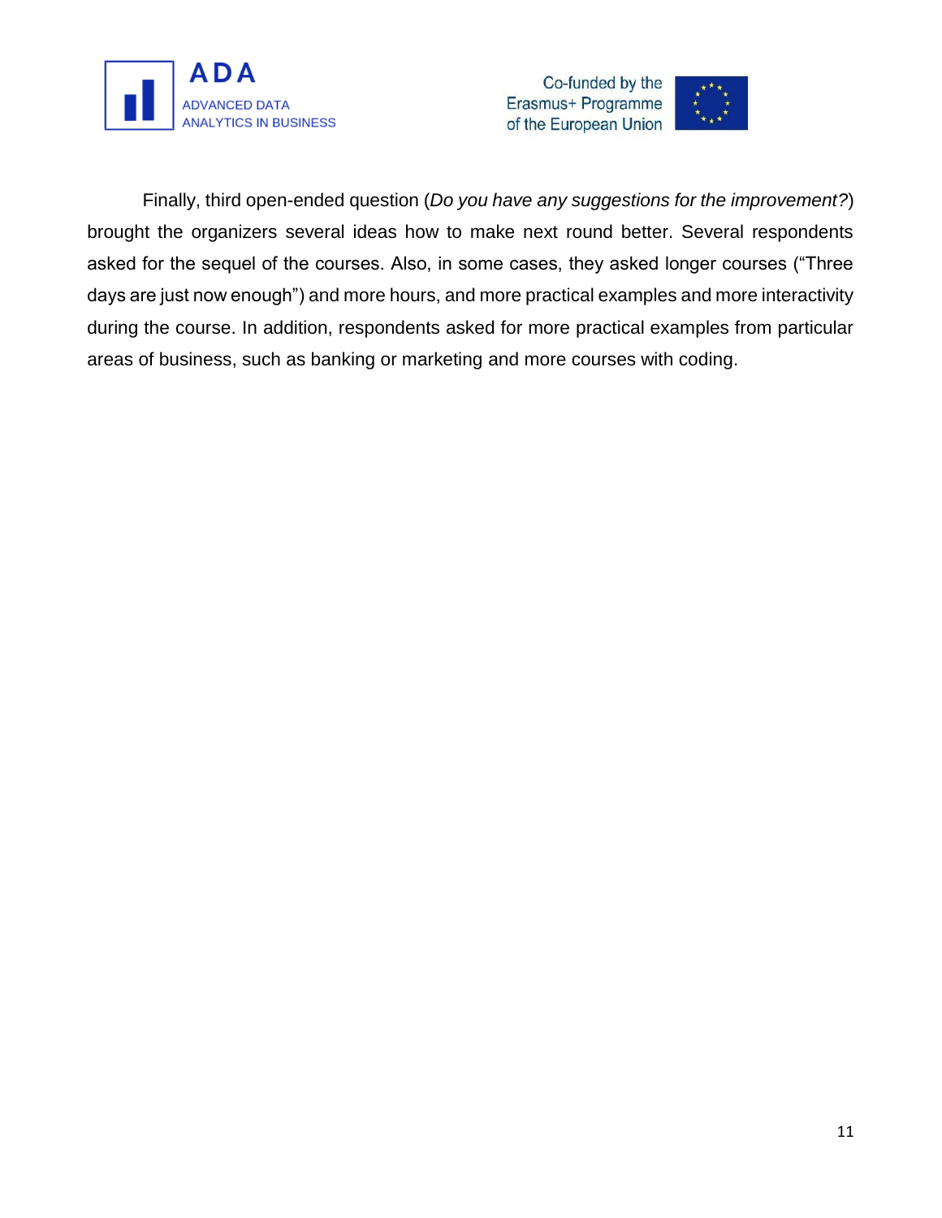Finally, third open-ended question (*Do you have any suggestions for the improvement?*) brought the organizers several ideas how to make next round better. Several respondents asked for the sequel of the courses. Also, in some cases, they asked longer courses ("Three days are just now enough") and more hours, and more practical examples and more interactivity during the course. In addition, respondents asked for more practical examples from particular areas of business, such as banking or marketing and more courses with coding.